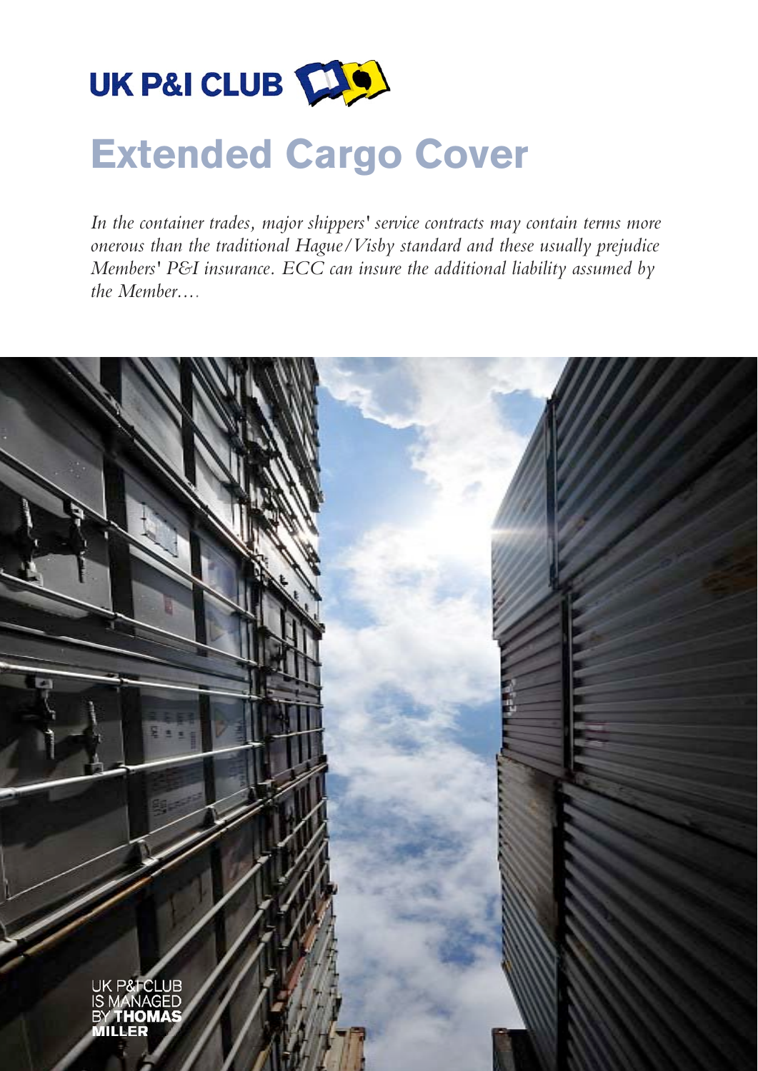UK P&I CLUB

# Extended Cargo Cover

*In the container trades, major shippers' service contracts may contain terms more onerous than the traditional Hague/Visby standard and these usually prejudice Members' P&I insurance. ECC can insure the additional liability assumed by the Member....*

UK P&I CLUB IS MANAGED BY **THOMAS MILLER**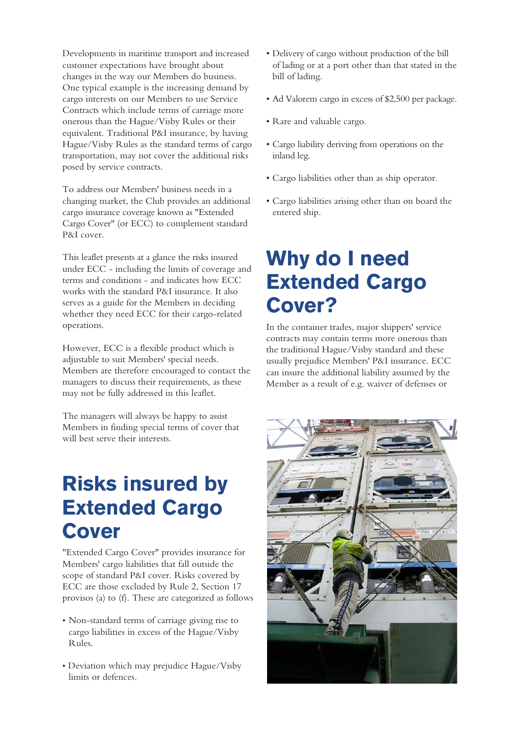Developments in maritime transport and increased customer expectations have brought about changes in the way our Members do business. One typical example is the increasing demand by cargo interests on our Members to use Service Contracts which include terms of carriage more onerous than the Hague/Visby Rules or their equivalent. Traditional P&I insurance, by having Hague/Visby Rules as the standard terms of cargo transportation, may not cover the additional risks posed by service contracts.

To address our Members' business needs in a changing market, the Club provides an additional cargo insurance coverage known as "Extended Cargo Cover" (or ECC) to complement standard P&I cover.

This leaflet presents at a glance the risks insured under ECC - including the limits of coverage and terms and conditions - and indicates how ECC works with the standard P&I insurance. It also serves as a guide for the Members in deciding whether they need ECC for their cargo-related operations.

However, ECC is a flexible product which is adjustable to suit Members' special needs. Members are therefore encouraged to contact the managers to discuss their requirements, as these may not be fully addressed in this leaflet.

The managers will always be happy to assist Members in finding special terms of cover that will best serve their interests.

# Risks insured by Extended Cargo Cover

"Extended Cargo Cover" provides insurance for Members' cargo liabilities that fall outside the scope of standard P&I cover. Risks covered by ECC are those excluded by Rule 2, Section 17 provisos (a) to (f). These are categorized as follows

- Non-standard terms of carriage giving rise to cargo liabilities in excess of the Hague/Visby Rules.
- Deviation which may prejudice Hague/Visby limits or defences.
- Delivery of cargo without production of the bill of lading or at a port other than that stated in the bill of lading.
- Ad Valorem cargo in excess of $2,500 per package.
- Rare and valuable cargo.
- Cargo liability deriving from operations on the inland leg.
- Cargo liabilities other than as ship operator.
- Cargo liabilities arising other than on board the entered ship.

# Why do I need Extended Cargo Cover?

In the container trades, major shippers' service contracts may contain terms more onerous than the traditional Hague/Visby standard and these usually prejudice Members' P&I insurance. ECC can insure the additional liability assumed by the Member as a result of e.g. waiver of defenses or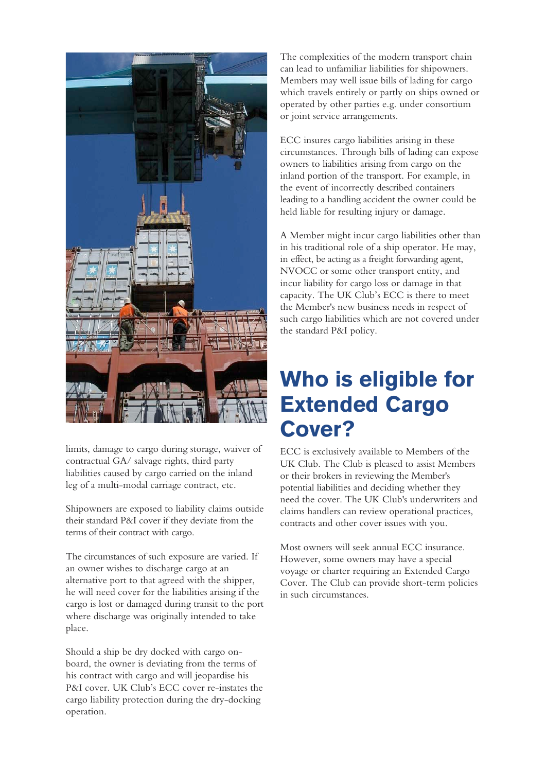limits, damage to cargo during storage, waiver of contractual GA/ salvage rights, third party liabilities caused by cargo carried on the inland leg of a multi-modal carriage contract, etc.

Shipowners are exposed to liability claims outside their standard P&I cover if they deviate from the terms of their contract with cargo.

The circumstances of such exposure are varied. If an owner wishes to discharge cargo at an alternative port to that agreed with the shipper, he will need cover for the liabilities arising if the cargo is lost or damaged during transit to the port where discharge was originally intended to take place.

Should a ship be dry docked with cargo on-board, the owner is deviating from the terms of his contract with cargo and will jeopardise his P&I cover. UK Club's ECC cover re-instates the cargo liability protection during the dry-docking operation.

The complexities of the modern transport chain can lead to unfamiliar liabilities for shipowners. Members may well issue bills of lading for cargo which travels entirely or partly on ships owned or operated by other parties e.g. under consortium or joint service arrangements.

ECC insures cargo liabilities arising in these circumstances. Through bills of lading can expose owners to liabilities arising from cargo on the inland portion of the transport. For example, in the event of incorrectly described containers leading to a handling accident the owner could be held liable for resulting injury or damage.

A Member might incur cargo liabilities other than in his traditional role of a ship operator. He may, in effect, be acting as a freight forwarding agent, NVOCC or some other transport entity, and incur liability for cargo loss or damage in that capacity. The UK Club's ECC is there to meet the Member's new business needs in respect of such cargo liabilities which are not covered under the standard P&I policy.

# Who is eligible for Extended Cargo Cover?

ECC is exclusively available to Members of the UK Club. The Club is pleased to assist Members or their brokers in reviewing the Member's potential liabilities and deciding whether they need the cover. The UK Club's underwriters and claims handlers can review operational practices, contracts and other cover issues with you.

Most owners will seek annual ECC insurance. However, some owners may have a special voyage or charter requiring an Extended Cargo Cover. The Club can provide short-term policies in such circumstances.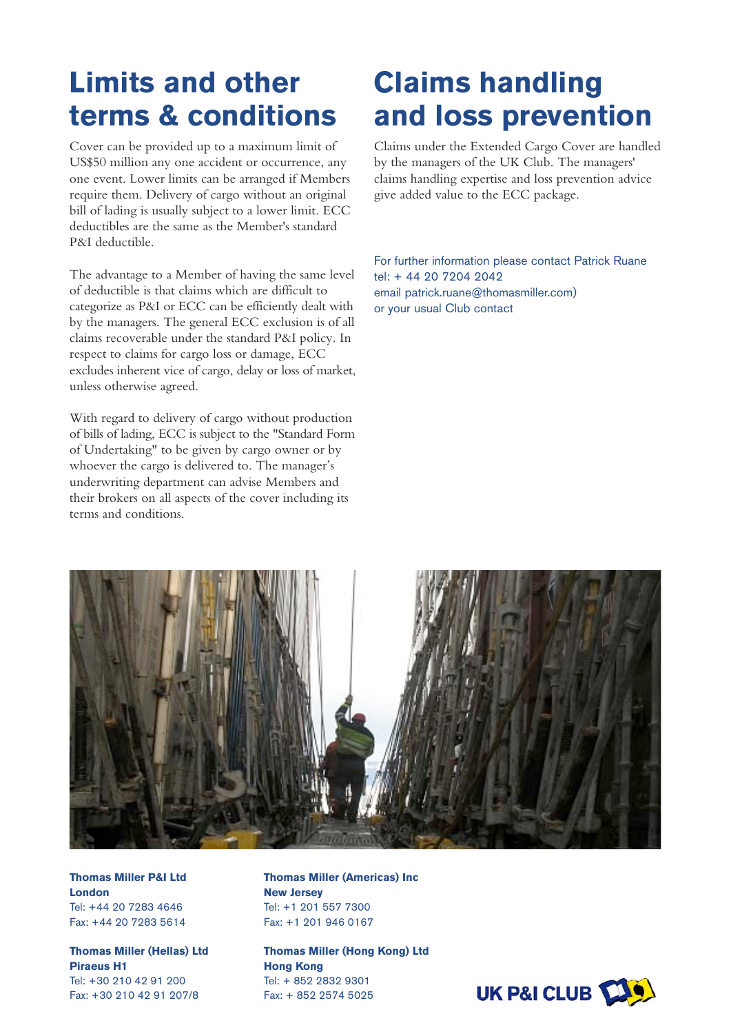# Limits and other terms & conditions

Cover can be provided up to a maximum limit of US$50 million any one accident or occurrence, any one event. Lower limits can be arranged if Members require them. Delivery of cargo without an original bill of lading is usually subject to a lower limit. ECC deductibles are the same as the Member's standard P&I deductible.

The advantage to a Member of having the same level of deductible is that claims which are difficult to categorize as P&I or ECC can be efficiently dealt with by the managers. The general ECC exclusion is of all claims recoverable under the standard P&I policy. In respect to claims for cargo loss or damage, ECC excludes inherent vice of cargo, delay or loss of market, unless otherwise agreed.

With regard to delivery of cargo without production of bills of lading, ECC is subject to the "Standard Form of Undertaking" to be given by cargo owner or by whoever the cargo is delivered to. The manager's underwriting department can advise Members and their brokers on all aspects of the cover including its terms and conditions.

# Claims handling and loss prevention

Claims under the Extended Cargo Cover are handled by the managers of the UK Club. The managers' claims handling expertise and loss prevention advice give added value to the ECC package.

For further information please contact Patrick Ruane
tel: + 44 20 7204 2042
email patrick.ruane@thomasmiller.com)
or your usual Club contact

**Thomas Miller P&I Ltd**
**London**
Tel: +44 20 7283 4646
Fax: +44 20 7283 5614

**Thomas Miller (Hellas) Ltd**
**Piraeus H1**
Tel: +30 210 42 91 200
Fax: +30 210 42 91 207/8

**Thomas Miller (Americas) Inc**
**New Jersey**
Tel: +1 201 557 7300
Fax: +1 201 946 0167

**Thomas Miller (Hong Kong) Ltd**
**Hong Kong**
Tel: + 852 2832 9301
Fax: + 852 2574 5025

UK P&I CLUB